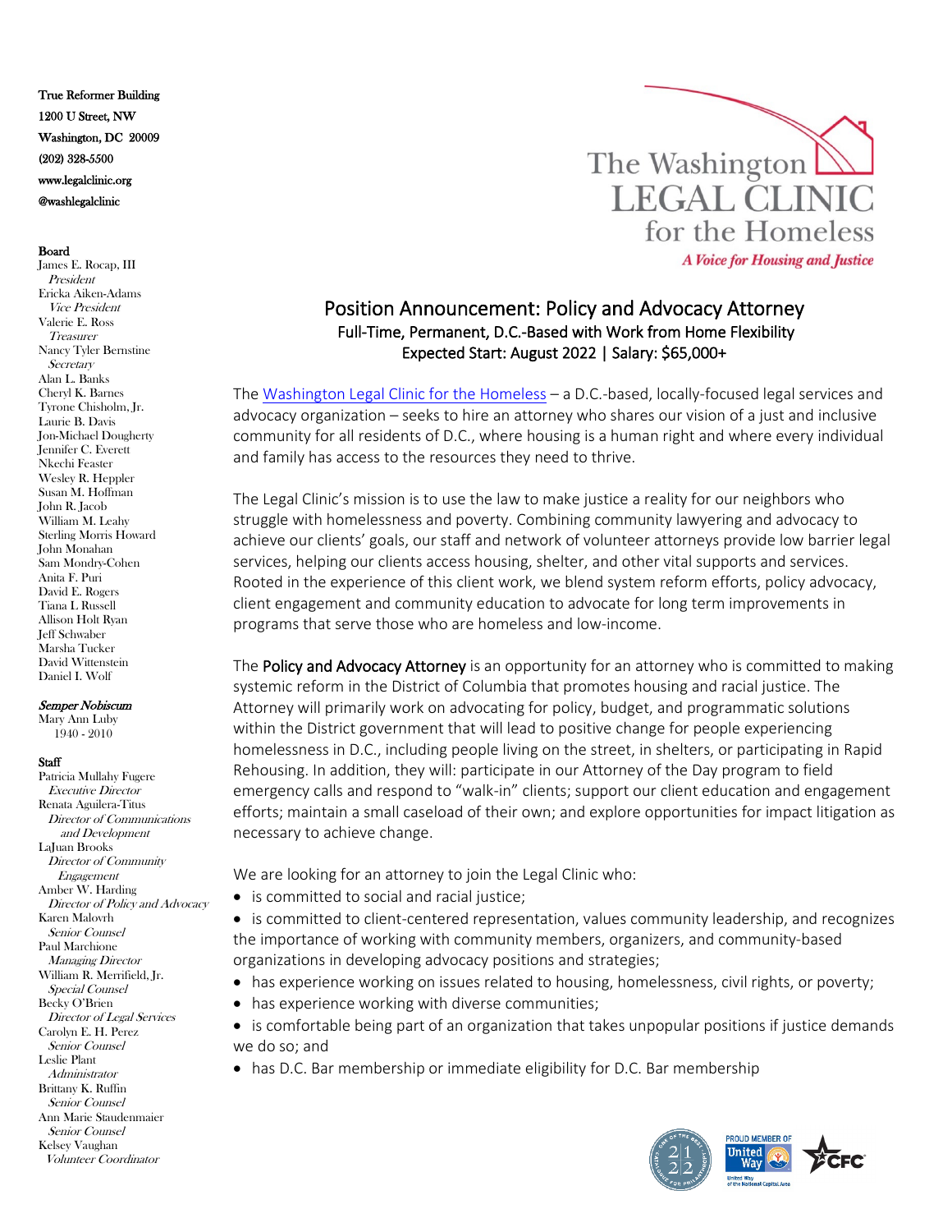True Reformer Building
1200 U Street, NW
Washington, DC 20009
(202) 328-5500
www.legalclinic.org
@washlegalclinic

**Board**
James E. Rocap, III
*President*
Ericka Aiken-Adams
*Vice President*
Valerie E. Ross
*Treasurer*
Nancy Tyler Bernstine
*Secretary*
Alan L. Banks
Cheryl K. Barnes
Tyrone Chisholm, Jr.
Laurie B. Davis
Jon-Michael Dougherty
Jennifer C. Everett
Nkechi Feaster
Wesley R. Heppler
Susan M. Hoffman
John R. Jacob
William M. Leahy
Sterling Morris Howard
John Monahan
Sam Mondry-Cohen
Anita F. Puri
David E. Rogers
Tiana L Russell
Allison Holt Ryan
Jeff Schwaber
Marsha Tucker
David Wittenstein
Daniel I. Wolf

***Semper Nobiscum***
Mary Ann Luby
1940 - 2010

**Staff**
Patricia Mullahy Fugere
*Executive Director*
Renata Aguilera-Titus
*Director of Communications and Development*
LaJuan Brooks
*Director of Community Engagement*
Amber W. Harding
*Director of Policy and Advocacy*
Karen Malovrh
*Senior Counsel*
Paul Marchione
*Managing Director*
William R. Merrifield, Jr.
*Special Counsel*
Becky O'Brien
*Director of Legal Services*
Carolyn E. H. Perez
*Senior Counsel*
Leslie Plant
*Administrator*
Brittany K. Ruffin
*Senior Counsel*
Ann Marie Staudenmaier
*Senior Counsel*
Kelsey Vaughan
*Volunteer Coordinator*

The Washington LEGAL CLINIC for the Homeless
*A Voice for Housing and Justice*

# Position Announcement: Policy and Advocacy Attorney

Full-Time, Permanent, D.C.-Based with Work from Home Flexibility
Expected Start: August 2022 | Salary: $65,000+

The Washington Legal Clinic for the Homeless – a D.C.-based, locally-focused legal services and advocacy organization – seeks to hire an attorney who shares our vision of a just and inclusive community for all residents of D.C., where housing is a human right and where every individual and family has access to the resources they need to thrive.

The Legal Clinic's mission is to use the law to make justice a reality for our neighbors who struggle with homelessness and poverty. Combining community lawyering and advocacy to achieve our clients' goals, our staff and network of volunteer attorneys provide low barrier legal services, helping our clients access housing, shelter, and other vital supports and services. Rooted in the experience of this client work, we blend system reform efforts, policy advocacy, client engagement and community education to advocate for long term improvements in programs that serve those who are homeless and low-income.

The **Policy and Advocacy Attorney** is an opportunity for an attorney who is committed to making systemic reform in the District of Columbia that promotes housing and racial justice. The Attorney will primarily work on advocating for policy, budget, and programmatic solutions within the District government that will lead to positive change for people experiencing homelessness in D.C., including people living on the street, in shelters, or participating in Rapid Rehousing. In addition, they will: participate in our Attorney of the Day program to field emergency calls and respond to "walk-in" clients; support our client education and engagement efforts; maintain a small caseload of their own; and explore opportunities for impact litigation as necessary to achieve change.

We are looking for an attorney to join the Legal Clinic who:

- is committed to social and racial justice;
- is committed to client-centered representation, values community leadership, and recognizes the importance of working with community members, organizers, and community-based organizations in developing advocacy positions and strategies;
- has experience working on issues related to housing, homelessness, civil rights, or poverty;
- has experience working with diverse communities;
- is comfortable being part of an organization that takes unpopular positions if justice demands we do so; and
- has D.C. Bar membership or immediate eligibility for D.C. Bar membership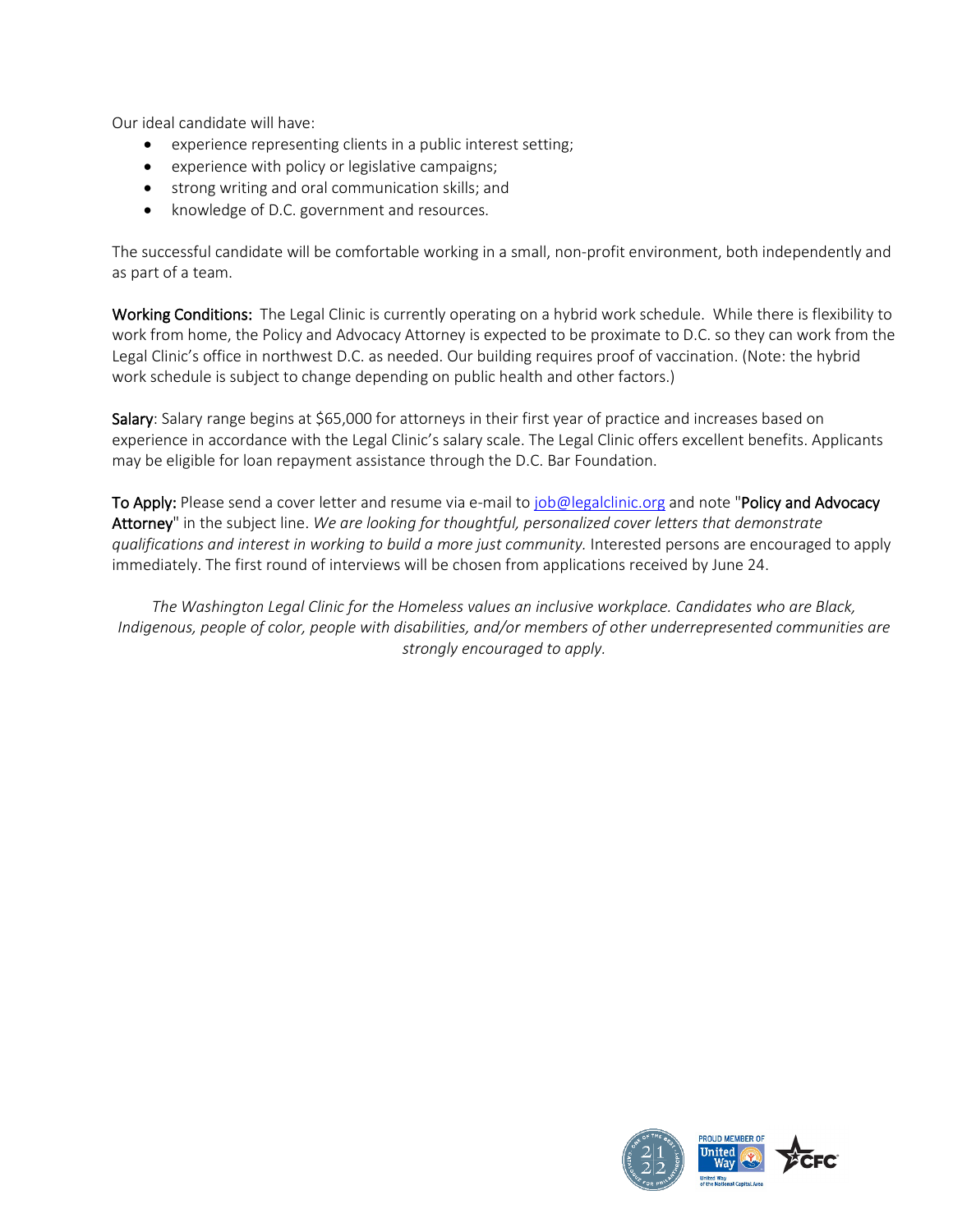Our ideal candidate will have:

- experience representing clients in a public interest setting;
- experience with policy or legislative campaigns;
- strong writing and oral communication skills; and
- knowledge of D.C. government and resources.

The successful candidate will be comfortable working in a small, non-profit environment, both independently and as part of a team.

**Working Conditions:** The Legal Clinic is currently operating on a hybrid work schedule. While there is flexibility to work from home, the Policy and Advocacy Attorney is expected to be proximate to D.C. so they can work from the Legal Clinic's office in northwest D.C. as needed. Our building requires proof of vaccination. (Note: the hybrid work schedule is subject to change depending on public health and other factors.)

**Salary**: Salary range begins at $65,000 for attorneys in their first year of practice and increases based on experience in accordance with the Legal Clinic's salary scale. The Legal Clinic offers excellent benefits. Applicants may be eligible for loan repayment assistance through the D.C. Bar Foundation.

**To Apply:** Please send a cover letter and resume via e-mail to job@legalclinic.org and note "**Policy and Advocacy Attorney**" in the subject line. *We are looking for thoughtful, personalized cover letters that demonstrate qualifications and interest in working to build a more just community.* Interested persons are encouraged to apply immediately. The first round of interviews will be chosen from applications received by June 24.

*The Washington Legal Clinic for the Homeless values an inclusive workplace. Candidates who are Black, Indigenous, people of color, people with disabilities, and/or members of other underrepresented communities are strongly encouraged to apply.*